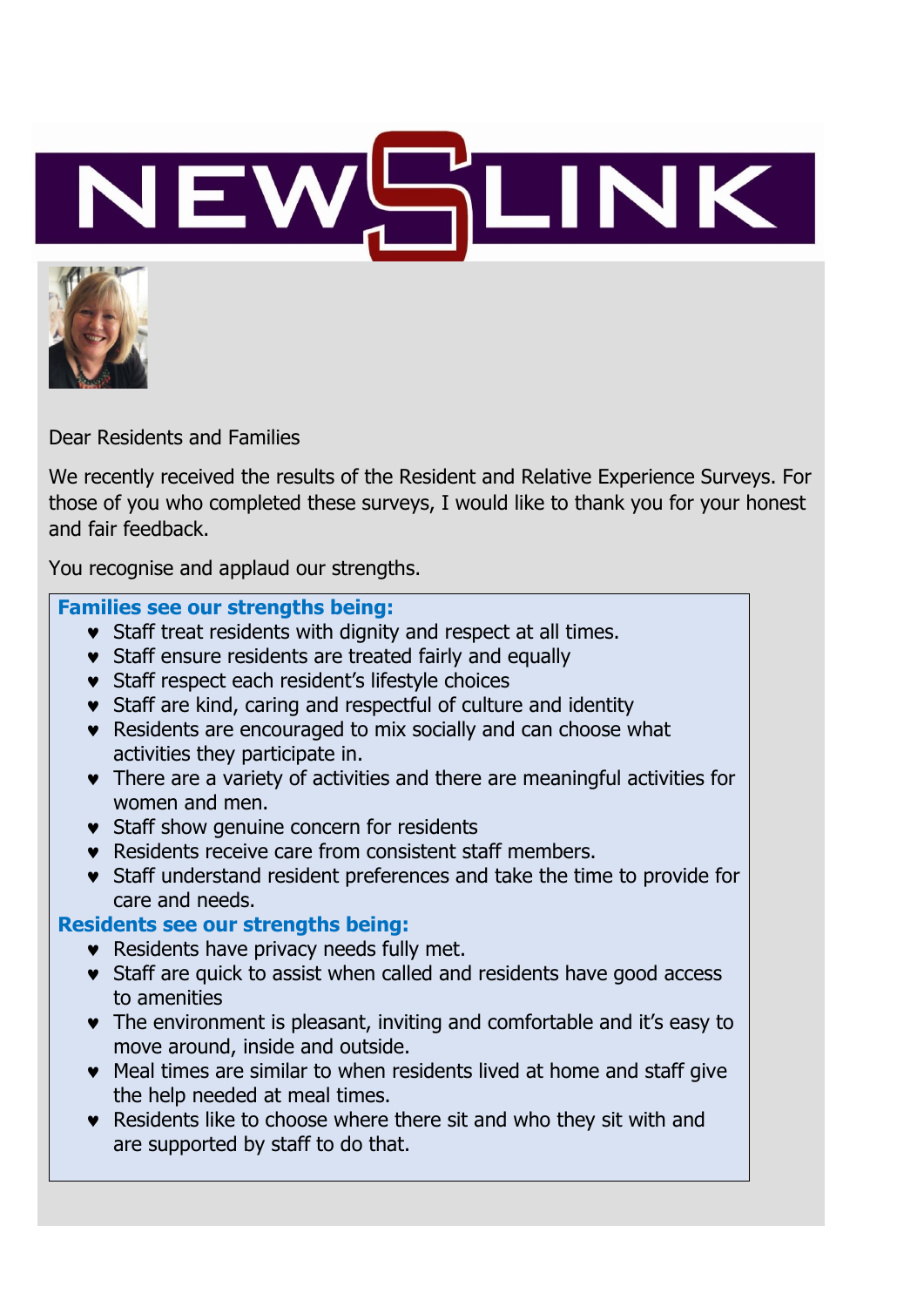# NEWSLINK

Dear Residents and Families

We recently received the results of the Resident and Relative Experience Surveys. For those of you who completed these surveys, I would like to thank you for your honest and fair feedback.

You recognise and applaud our strengths.

**Families see our strengths being:**

- Staff treat residents with dignity and respect at all times.
- Staff ensure residents are treated fairly and equally
- Staff respect each resident's lifestyle choices
- Staff are kind, caring and respectful of culture and identity
- Residents are encouraged to mix socially and can choose what activities they participate in.
- There are a variety of activities and there are meaningful activities for women and men.
- Staff show genuine concern for residents
- Residents receive care from consistent staff members.
- Staff understand resident preferences and take the time to provide for care and needs.

**Residents see our strengths being:**

- Residents have privacy needs fully met.
- Staff are quick to assist when called and residents have good access to amenities
- The environment is pleasant, inviting and comfortable and it's easy to move around, inside and outside.
- Meal times are similar to when residents lived at home and staff give the help needed at meal times.
- Residents like to choose where there sit and who they sit with and are supported by staff to do that.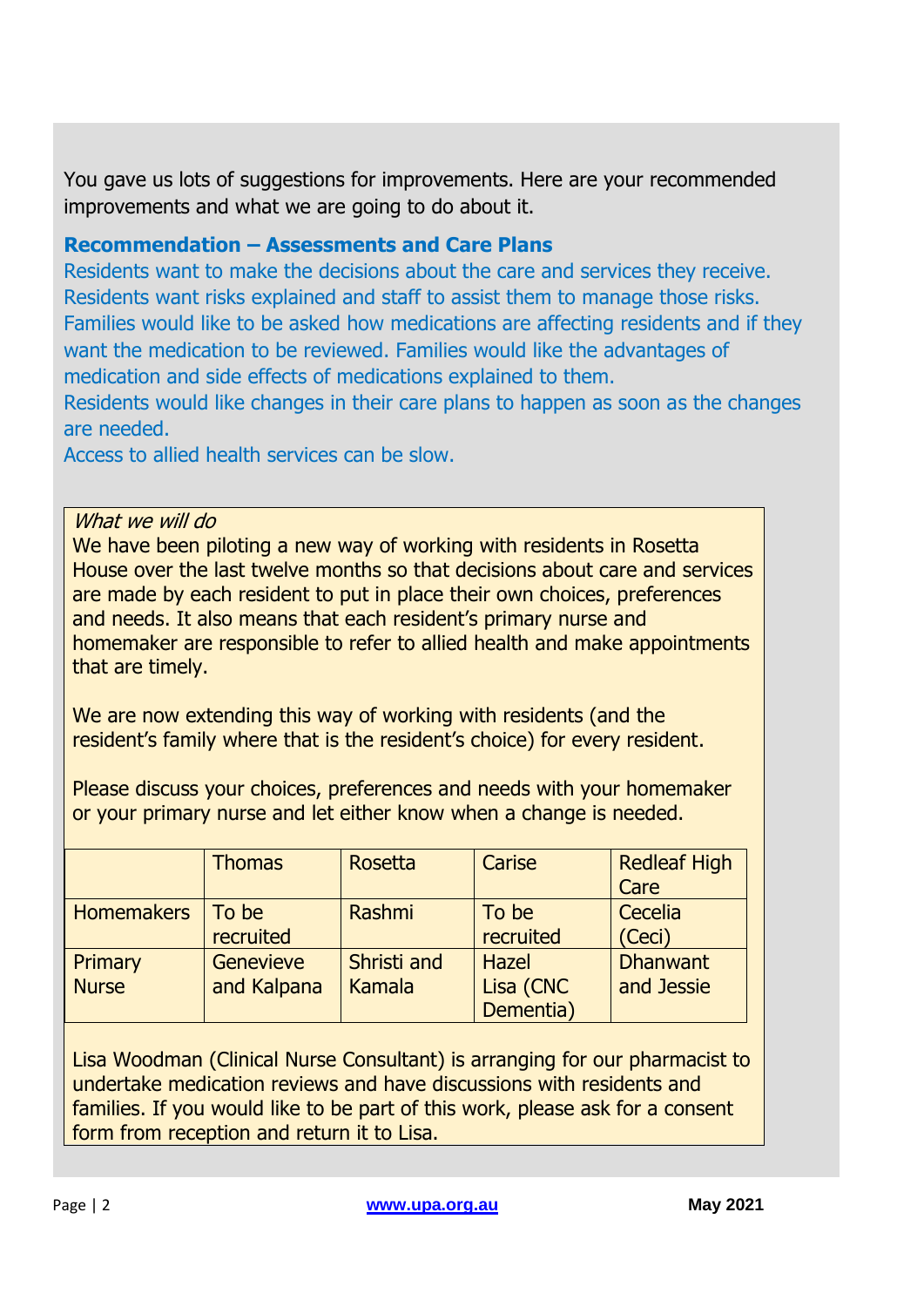You gave us lots of suggestions for improvements. Here are your recommended improvements and what we are going to do about it.

### Recommendation – Assessments and Care Plans

Residents want to make the decisions about the care and services they receive. Residents want risks explained and staff to assist them to manage those risks. Families would like to be asked how medications are affecting residents and if they want the medication to be reviewed. Families would like the advantages of medication and side effects of medications explained to them.
Residents would like changes in their care plans to happen as soon as the changes are needed.
Access to allied health services can be slow.

*What we will do*

We have been piloting a new way of working with residents in Rosetta House over the last twelve months so that decisions about care and services are made by each resident to put in place their own choices, preferences and needs. It also means that each resident's primary nurse and homemaker are responsible to refer to allied health and make appointments that are timely.

We are now extending this way of working with residents (and the resident's family where that is the resident's choice) for every resident.

Please discuss your choices, preferences and needs with your homemaker or your primary nurse and let either know when a change is needed.

| | Thomas | Rosetta | Carise | Redleaf High Care |
|---|---|---|---|---|
| Homemakers | To be recruited | Rashmi | To be recruited | Cecelia (Ceci) |
| Primary Nurse | Genevieve and Kalpana | Shristi and Kamala | Hazel Lisa (CNC Dementia) | Dhanwant and Jessie |

Lisa Woodman (Clinical Nurse Consultant) is arranging for our pharmacist to undertake medication reviews and have discussions with residents and families. If you would like to be part of this work, please ask for a consent form from reception and return it to Lisa.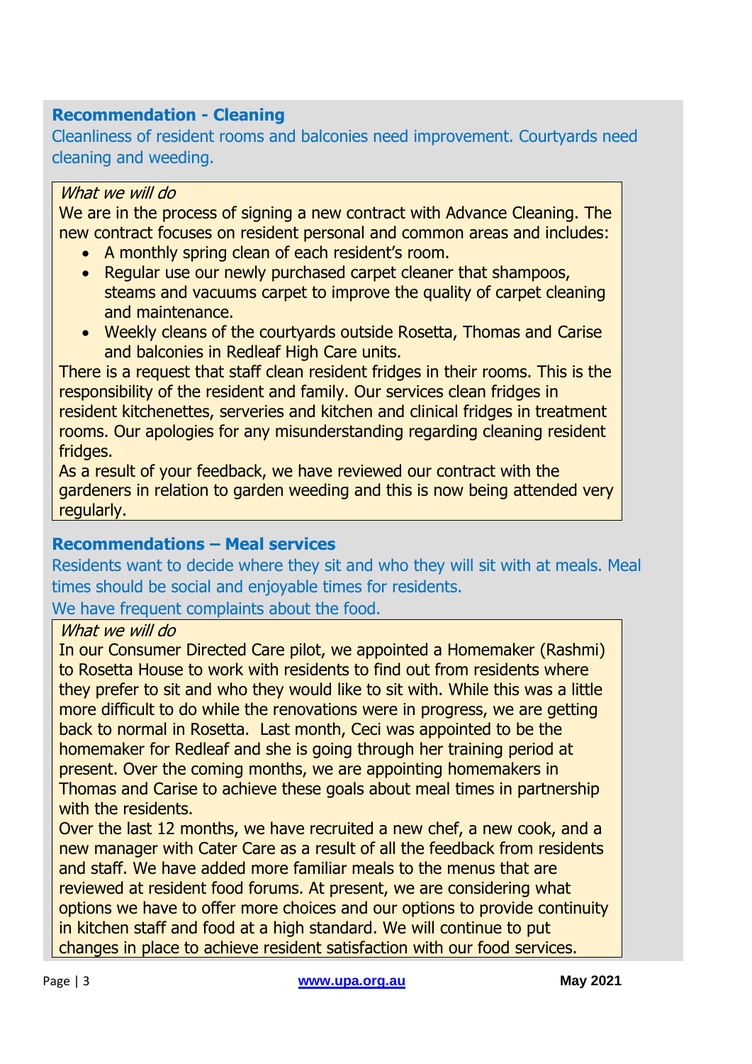## Recommendation - Cleaning

Cleanliness of resident rooms and balconies need improvement. Courtyards need cleaning and weeding.

*What we will do*

We are in the process of signing a new contract with Advance Cleaning. The new contract focuses on resident personal and common areas and includes:

- A monthly spring clean of each resident's room.
- Regular use our newly purchased carpet cleaner that shampoos, steams and vacuums carpet to improve the quality of carpet cleaning and maintenance.
- Weekly cleans of the courtyards outside Rosetta, Thomas and Carise and balconies in Redleaf High Care units.

There is a request that staff clean resident fridges in their rooms. This is the responsibility of the resident and family. Our services clean fridges in resident kitchenettes, serveries and kitchen and clinical fridges in treatment rooms. Our apologies for any misunderstanding regarding cleaning resident fridges.

As a result of your feedback, we have reviewed our contract with the gardeners in relation to garden weeding and this is now being attended very regularly.

## Recommendations – Meal services

Residents want to decide where they sit and who they will sit with at meals. Meal times should be social and enjoyable times for residents.

We have frequent complaints about the food.

*What we will do*

In our Consumer Directed Care pilot, we appointed a Homemaker (Rashmi) to Rosetta House to work with residents to find out from residents where they prefer to sit and who they would like to sit with. While this was a little more difficult to do while the renovations were in progress, we are getting back to normal in Rosetta. Last month, Ceci was appointed to be the homemaker for Redleaf and she is going through her training period at present. Over the coming months, we are appointing homemakers in Thomas and Carise to achieve these goals about meal times in partnership with the residents.

Over the last 12 months, we have recruited a new chef, a new cook, and a new manager with Cater Care as a result of all the feedback from residents and staff. We have added more familiar meals to the menus that are reviewed at resident food forums. At present, we are considering what options we have to offer more choices and our options to provide continuity in kitchen staff and food at a high standard. We will continue to put changes in place to achieve resident satisfaction with our food services.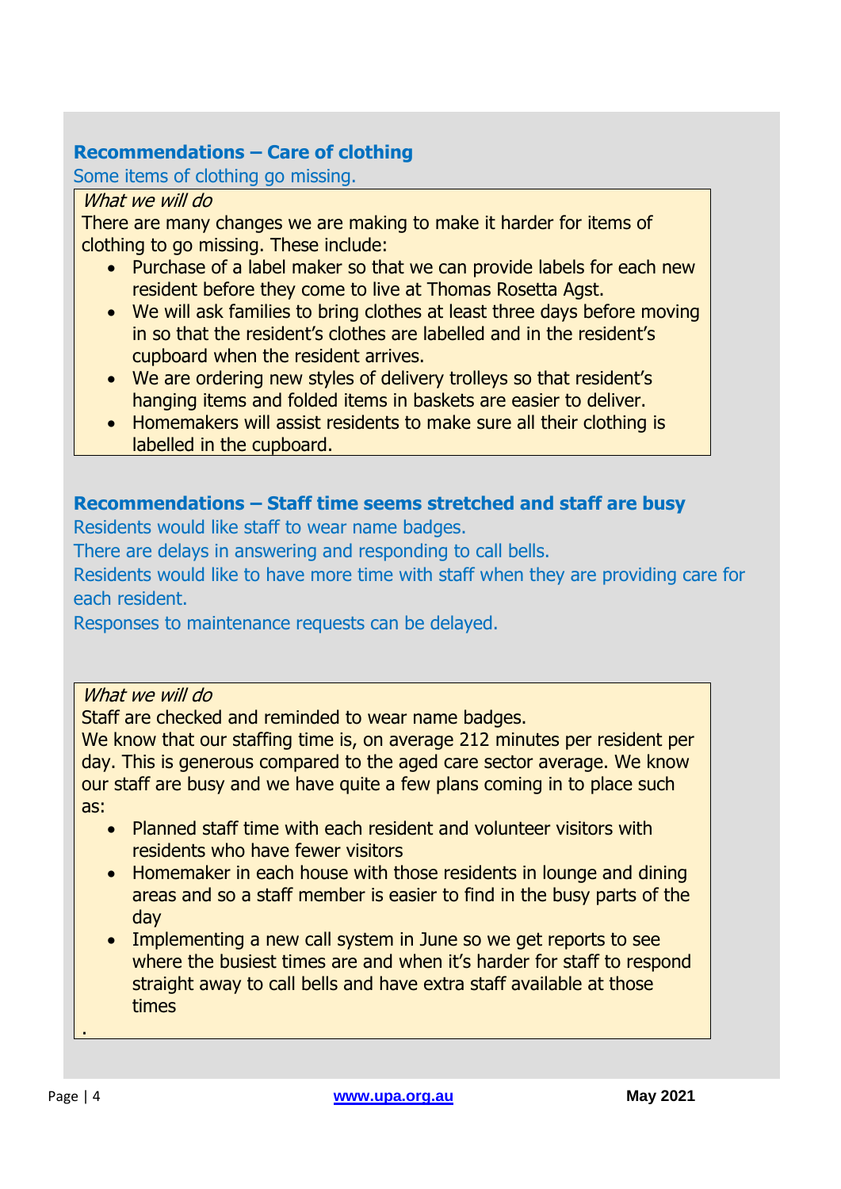## Recommendations – Care of clothing

Some items of clothing go missing.

*What we will do*

There are many changes we are making to make it harder for items of clothing to go missing. These include:

- Purchase of a label maker so that we can provide labels for each new resident before they come to live at Thomas Rosetta Agst.
- We will ask families to bring clothes at least three days before moving in so that the resident's clothes are labelled and in the resident's cupboard when the resident arrives.
- We are ordering new styles of delivery trolleys so that resident's hanging items and folded items in baskets are easier to deliver.
- Homemakers will assist residents to make sure all their clothing is labelled in the cupboard.

## Recommendations – Staff time seems stretched and staff are busy

Residents would like staff to wear name badges.

There are delays in answering and responding to call bells.

Residents would like to have more time with staff when they are providing care for each resident.

Responses to maintenance requests can be delayed.

*What we will do*

Staff are checked and reminded to wear name badges.

We know that our staffing time is, on average 212 minutes per resident per day. This is generous compared to the aged care sector average. We know our staff are busy and we have quite a few plans coming in to place such as:

- Planned staff time with each resident and volunteer visitors with residents who have fewer visitors
- Homemaker in each house with those residents in lounge and dining areas and so a staff member is easier to find in the busy parts of the day
- Implementing a new call system in June so we get reports to see where the busiest times are and when it's harder for staff to respond straight away to call bells and have extra staff available at those times

.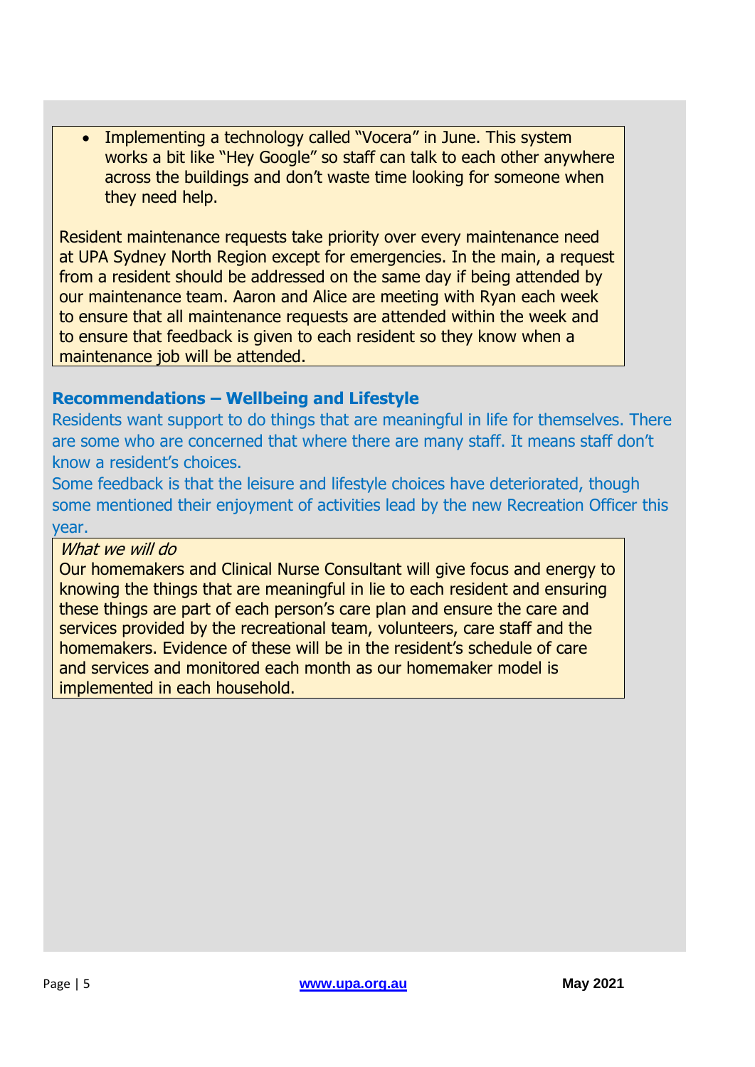- Implementing a technology called "Vocera" in June. This system works a bit like "Hey Google" so staff can talk to each other anywhere across the buildings and don't waste time looking for someone when they need help.

Resident maintenance requests take priority over every maintenance need at UPA Sydney North Region except for emergencies. In the main, a request from a resident should be addressed on the same day if being attended by our maintenance team. Aaron and Alice are meeting with Ryan each week to ensure that all maintenance requests are attended within the week and to ensure that feedback is given to each resident so they know when a maintenance job will be attended.

### Recommendations – Wellbeing and Lifestyle

Residents want support to do things that are meaningful in life for themselves. There are some who are concerned that where there are many staff. It means staff don't know a resident's choices.

Some feedback is that the leisure and lifestyle choices have deteriorated, though some mentioned their enjoyment of activities lead by the new Recreation Officer this year.

*What we will do*

Our homemakers and Clinical Nurse Consultant will give focus and energy to knowing the things that are meaningful in lie to each resident and ensuring these things are part of each person's care plan and ensure the care and services provided by the recreational team, volunteers, care staff and the homemakers. Evidence of these will be in the resident's schedule of care and services and monitored each month as our homemaker model is implemented in each household.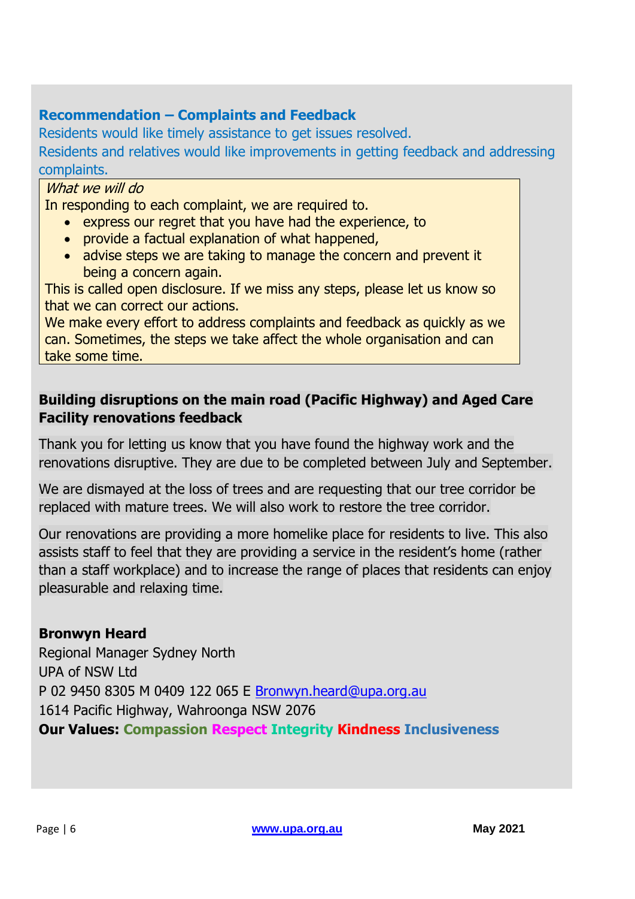## Recommendation – Complaints and Feedback

Residents would like timely assistance to get issues resolved.

Residents and relatives would like improvements in getting feedback and addressing complaints.

*What we will do*

In responding to each complaint, we are required to.

- express our regret that you have had the experience, to
- provide a factual explanation of what happened,
- advise steps we are taking to manage the concern and prevent it being a concern again.

This is called open disclosure. If we miss any steps, please let us know so that we can correct our actions.

We make every effort to address complaints and feedback as quickly as we can. Sometimes, the steps we take affect the whole organisation and can take some time.

**Building disruptions on the main road (Pacific Highway) and Aged Care Facility renovations feedback**

Thank you for letting us know that you have found the highway work and the renovations disruptive. They are due to be completed between July and September.

We are dismayed at the loss of trees and are requesting that our tree corridor be replaced with mature trees. We will also work to restore the tree corridor.

Our renovations are providing a more homelike place for residents to live. This also assists staff to feel that they are providing a service in the resident's home (rather than a staff workplace) and to increase the range of places that residents can enjoy pleasurable and relaxing time.

**Bronwyn Heard**
Regional Manager Sydney North
UPA of NSW Ltd
P 02 9450 8305 M 0409 122 065 E Bronwyn.heard@upa.org.au
1614 Pacific Highway, Wahroonga NSW 2076
**Our Values: Compassion Respect Integrity Kindness Inclusiveness**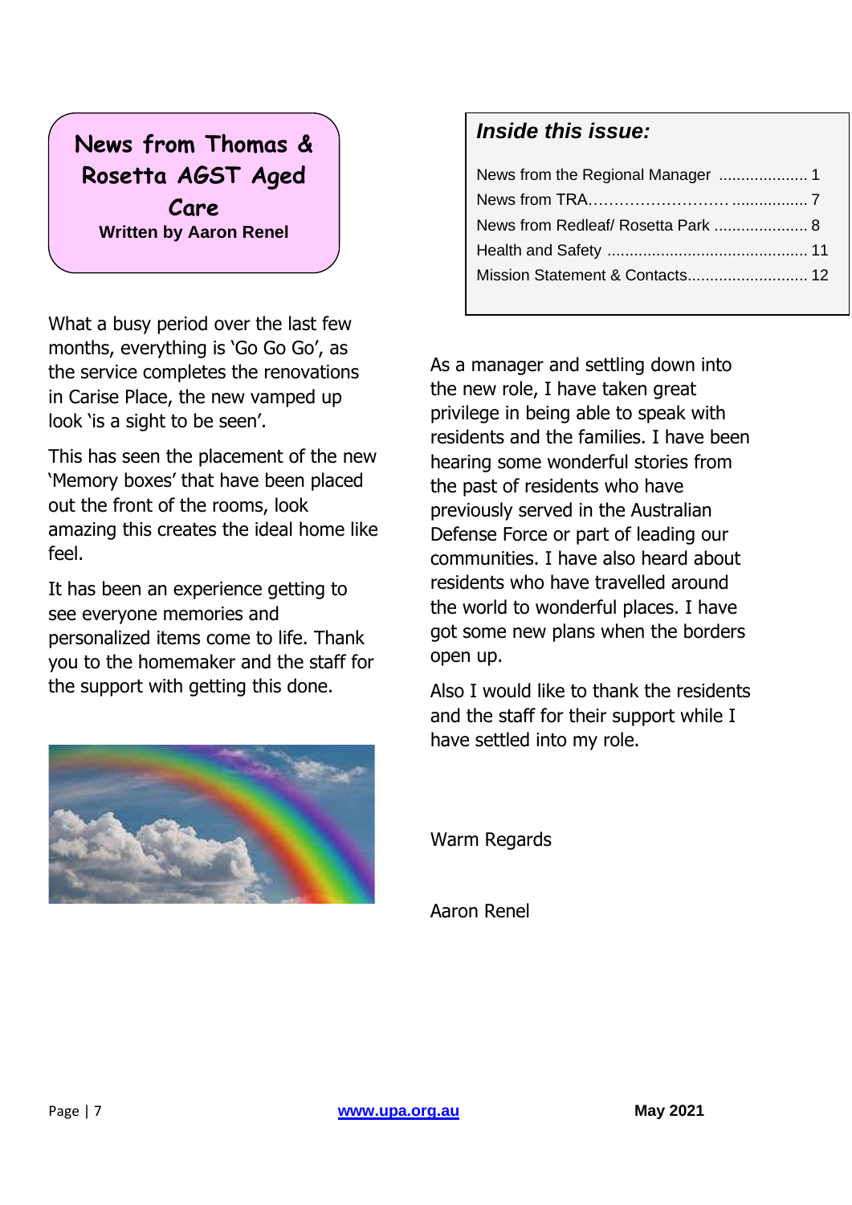## News from Thomas & Rosetta AGST Aged Care

**Written by Aaron Renel**

### *Inside this issue:*

News from the Regional Manager .................... 1

News from TRA……………………….................. 7

News from Redleaf/ Rosetta Park ..................... 8

Health and Safety ............................................. 11

Mission Statement & Contacts........................... 12

What a busy period over the last few months, everything is 'Go Go Go', as the service completes the renovations in Carise Place, the new vamped up look 'is a sight to be seen'.

This has seen the placement of the new 'Memory boxes' that have been placed out the front of the rooms, look amazing this creates the ideal home like feel.

It has been an experience getting to see everyone memories and personalized items come to life. Thank you to the homemaker and the staff for the support with getting this done.

As a manager and settling down into the new role, I have taken great privilege in being able to speak with residents and the families. I have been hearing some wonderful stories from the past of residents who have previously served in the Australian Defense Force or part of leading our communities. I have also heard about residents who have travelled around the world to wonderful places. I have got some new plans when the borders open up.

Also I would like to thank the residents and the staff for their support while I have settled into my role.

Warm Regards

Aaron Renel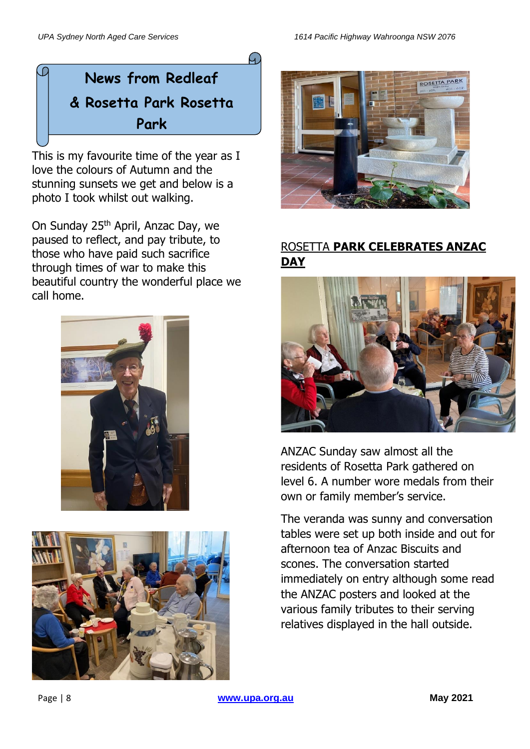# News from Redleaf & Rosetta Park Rosetta Park

This is my favourite time of the year as I love the colours of Autumn and the stunning sunsets we get and below is a photo I took whilst out walking.

On Sunday 25th April, Anzac Day, we paused to reflect, and pay tribute, to those who have paid such sacrifice through times of war to make this beautiful country the wonderful place we call home.

## ROSETTA PARK CELEBRATES ANZAC DAY

ANZAC Sunday saw almost all the residents of Rosetta Park gathered on level 6. A number wore medals from their own or family member's service.

The veranda was sunny and conversation tables were set up both inside and out for afternoon tea of Anzac Biscuits and scones. The conversation started immediately on entry although some read the ANZAC posters and looked at the various family tributes to their serving relatives displayed in the hall outside.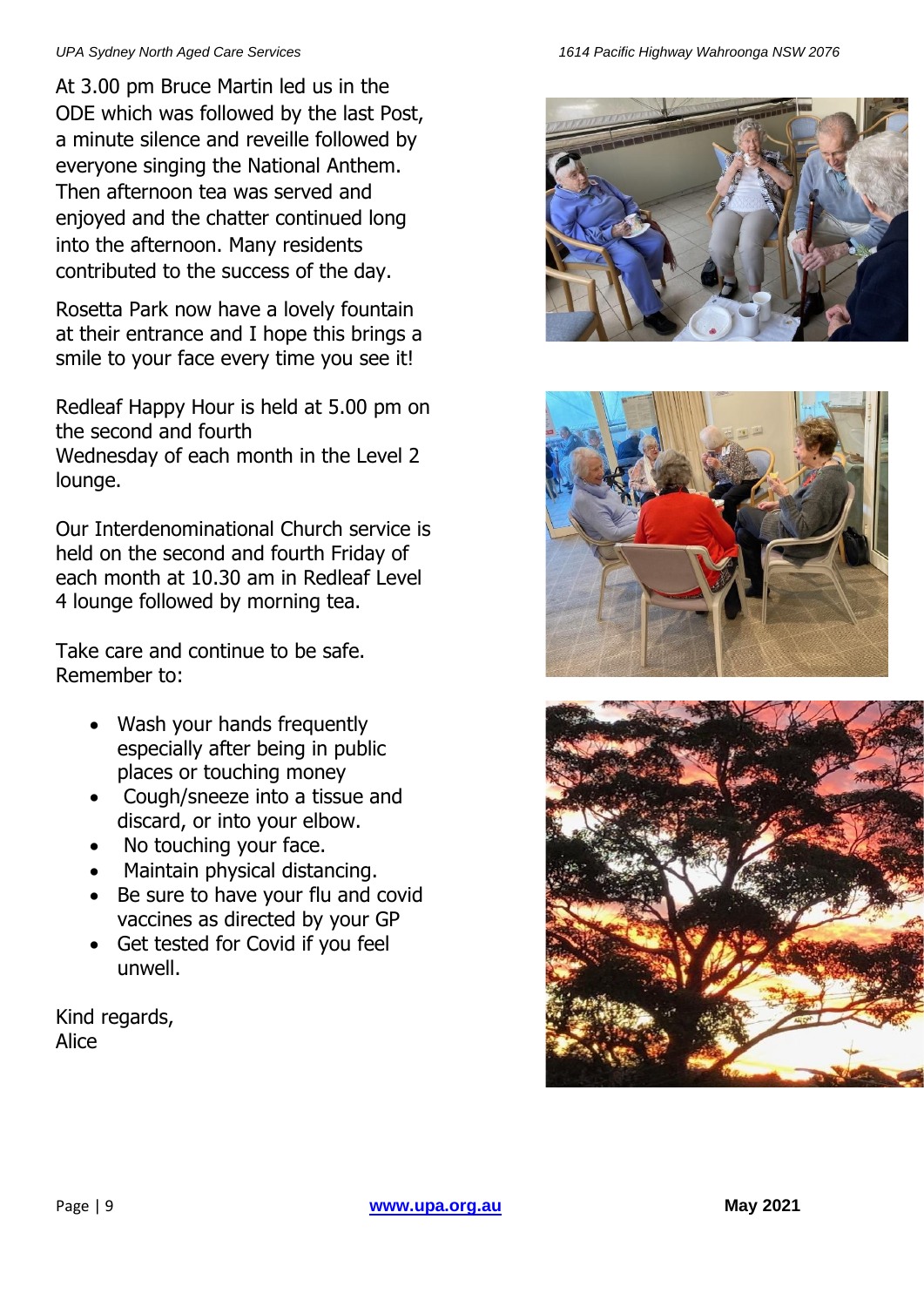At 3.00 pm Bruce Martin led us in the ODE which was followed by the last Post, a minute silence and reveille followed by everyone singing the National Anthem. Then afternoon tea was served and enjoyed and the chatter continued long into the afternoon. Many residents contributed to the success of the day.

Rosetta Park now have a lovely fountain at their entrance and I hope this brings a smile to your face every time you see it!

Redleaf Happy Hour is held at 5.00 pm on the second and fourth Wednesday of each month in the Level 2 lounge.

Our Interdenominational Church service is held on the second and fourth Friday of each month at 10.30 am in Redleaf Level 4 lounge followed by morning tea.

Take care and continue to be safe. Remember to:

- Wash your hands frequently especially after being in public places or touching money
- Cough/sneeze into a tissue and discard, or into your elbow.
- No touching your face.
- Maintain physical distancing.
- Be sure to have your flu and covid vaccines as directed by your GP
- Get tested for Covid if you feel unwell.

Kind regards,
Alice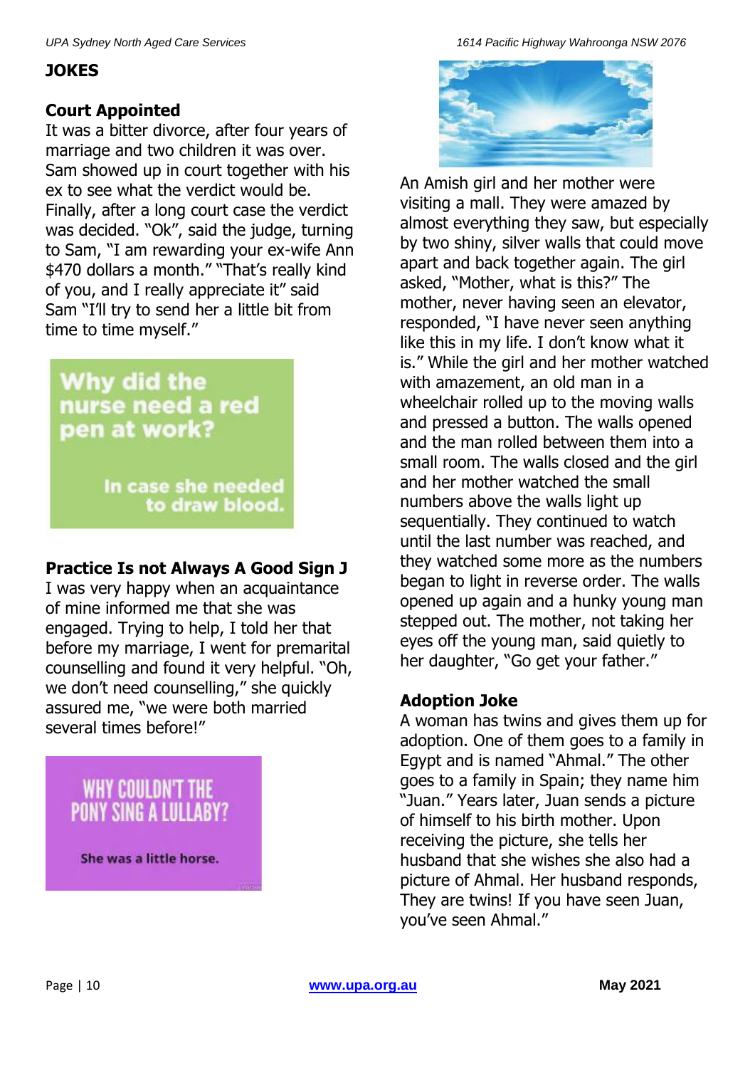## JOKES

### Court Appointed

It was a bitter divorce, after four years of marriage and two children it was over. Sam showed up in court together with his ex to see what the verdict would be. Finally, after a long court case the verdict was decided. "Ok", said the judge, turning to Sam, "I am rewarding your ex-wife Ann $470 dollars a month." "That's really kind of you, and I really appreciate it" said Sam "I'll try to send her a little bit from time to time myself."

Why did the nurse need a red pen at work?

In case she needed to draw blood.

### Practice Is not Always A Good Sign J

I was very happy when an acquaintance of mine informed me that she was engaged. Trying to help, I told her that before my marriage, I went for premarital counselling and found it very helpful. "Oh, we don't need counselling," she quickly assured me, "we were both married several times before!"

WHY COULDN'T THE PONY SING A LULLABY?

She was a little horse.

An Amish girl and her mother were visiting a mall. They were amazed by almost everything they saw, but especially by two shiny, silver walls that could move apart and back together again. The girl asked, "Mother, what is this?" The mother, never having seen an elevator, responded, "I have never seen anything like this in my life. I don't know what it is." While the girl and her mother watched with amazement, an old man in a wheelchair rolled up to the moving walls and pressed a button. The walls opened and the man rolled between them into a small room. The walls closed and the girl and her mother watched the small numbers above the walls light up sequentially. They continued to watch until the last number was reached, and they watched some more as the numbers began to light in reverse order. The walls opened up again and a hunky young man stepped out. The mother, not taking her eyes off the young man, said quietly to her daughter, "Go get your father."

### Adoption Joke

A woman has twins and gives them up for adoption. One of them goes to a family in Egypt and is named "Ahmal." The other goes to a family in Spain; they name him "Juan." Years later, Juan sends a picture of himself to his birth mother. Upon receiving the picture, she tells her husband that she wishes she also had a picture of Ahmal. Her husband responds, They are twins! If you have seen Juan, you've seen Ahmal."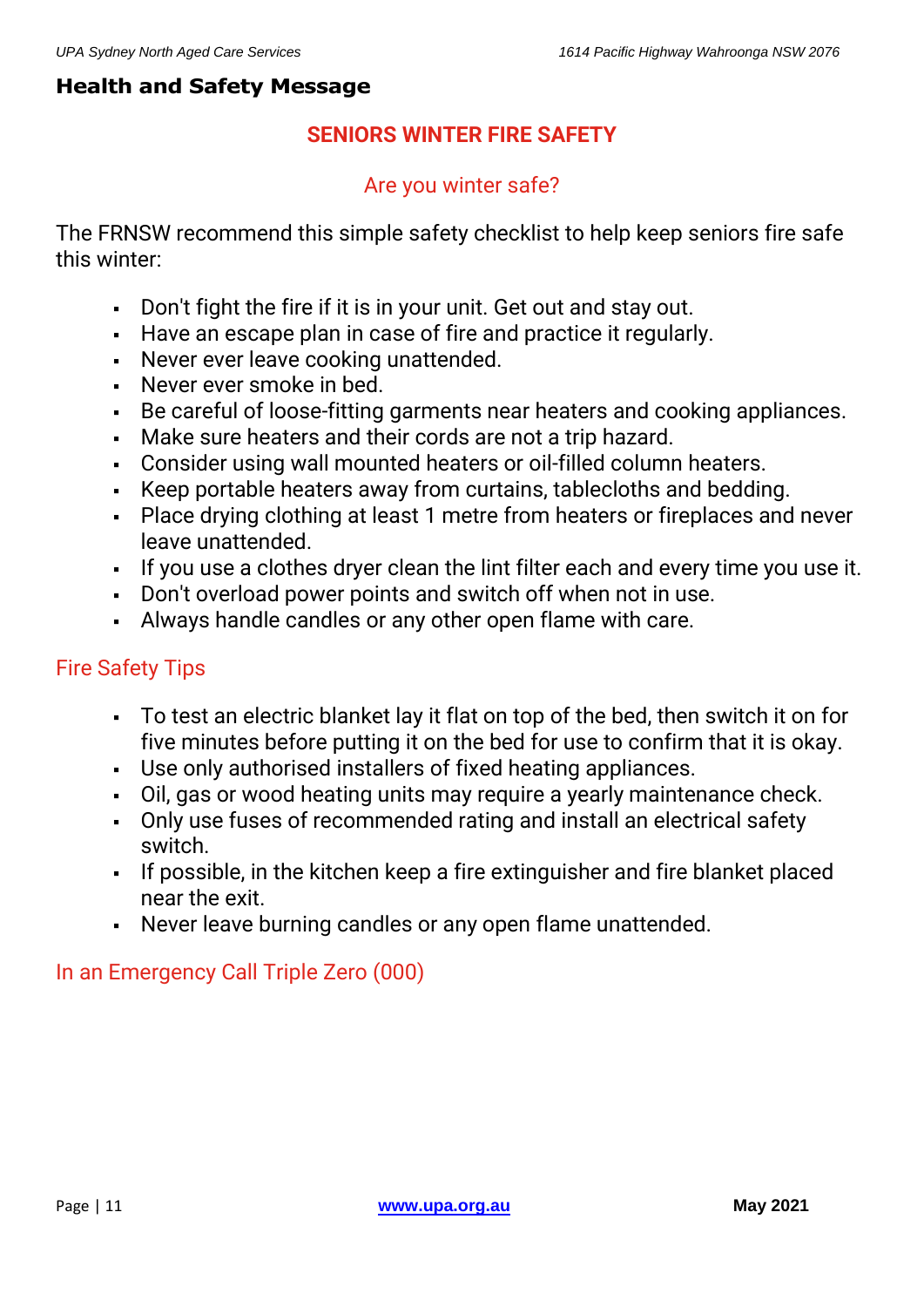## Health and Safety Message

### SENIORS WINTER FIRE SAFETY

#### Are you winter safe?

The FRNSW recommend this simple safety checklist to help keep seniors fire safe this winter:

- Don't fight the fire if it is in your unit. Get out and stay out.
- Have an escape plan in case of fire and practice it regularly.
- Never ever leave cooking unattended.
- Never ever smoke in bed.
- Be careful of loose-fitting garments near heaters and cooking appliances.
- Make sure heaters and their cords are not a trip hazard.
- Consider using wall mounted heaters or oil-filled column heaters.
- Keep portable heaters away from curtains, tablecloths and bedding.
- Place drying clothing at least 1 metre from heaters or fireplaces and never leave unattended.
- If you use a clothes dryer clean the lint filter each and every time you use it.
- Don't overload power points and switch off when not in use.
- Always handle candles or any other open flame with care.

#### Fire Safety Tips

- To test an electric blanket lay it flat on top of the bed, then switch it on for five minutes before putting it on the bed for use to confirm that it is okay.
- Use only authorised installers of fixed heating appliances.
- Oil, gas or wood heating units may require a yearly maintenance check.
- Only use fuses of recommended rating and install an electrical safety switch.
- If possible, in the kitchen keep a fire extinguisher and fire blanket placed near the exit.
- Never leave burning candles or any open flame unattended.

#### In an Emergency Call Triple Zero (000)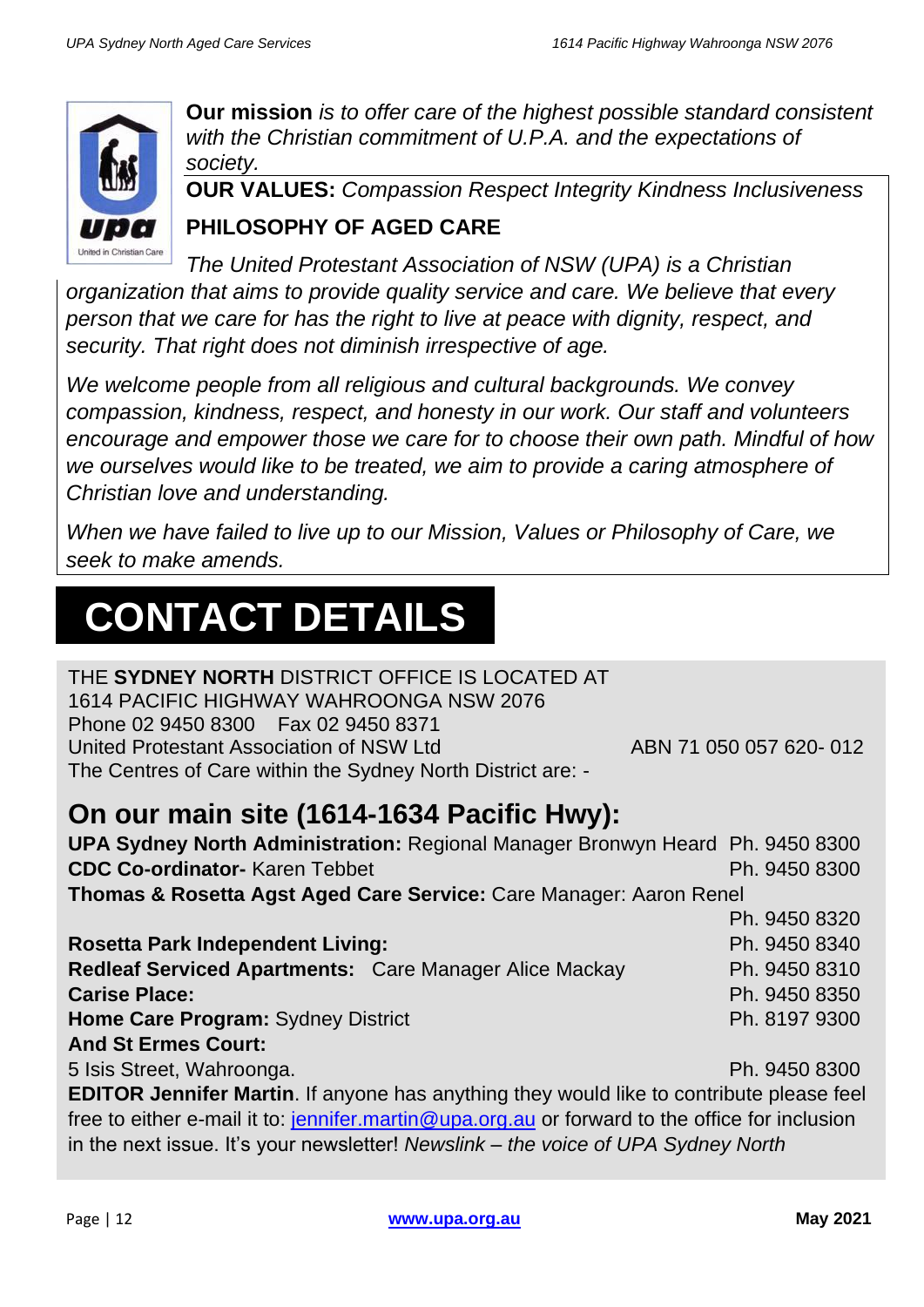**Our mission** *is to offer care of the highest possible standard consistent with the Christian commitment of U.P.A. and the expectations of society.*

**OUR VALUES:** *Compassion Respect Integrity Kindness Inclusiveness*

**PHILOSOPHY OF AGED CARE**

*The United Protestant Association of NSW (UPA) is a Christian organization that aims to provide quality service and care. We believe that every person that we care for has the right to live at peace with dignity, respect, and security. That right does not diminish irrespective of age.*

*We welcome people from all religious and cultural backgrounds. We convey compassion, kindness, respect, and honesty in our work. Our staff and volunteers encourage and empower those we care for to choose their own path. Mindful of how we ourselves would like to be treated, we aim to provide a caring atmosphere of Christian love and understanding.*

*When we have failed to live up to our Mission, Values or Philosophy of Care, we seek to make amends.*

# CONTACT DETAILS

THE **SYDNEY NORTH** DISTRICT OFFICE IS LOCATED AT
1614 PACIFIC HIGHWAY WAHROONGA NSW 2076
Phone 02 9450 8300 Fax 02 9450 8371
United Protestant Association of NSW Ltd ABN 71 050 057 620- 012
The Centres of Care within the Sydney North District are: -

## On our main site (1614-1634 Pacific Hwy):

**UPA Sydney North Administration:** Regional Manager Bronwyn Heard Ph. 9450 8300
**CDC Co-ordinator-** Karen Tebbet Ph. 9450 8300
**Thomas & Rosetta Agst Aged Care Service:** Care Manager: Aaron Renel Ph. 9450 8320
**Rosetta Park Independent Living:** Ph. 9450 8340
**Redleaf Serviced Apartments:** Care Manager Alice Mackay Ph. 9450 8310
**Carise Place:** Ph. 9450 8350
**Home Care Program:** Sydney District Ph. 8197 9300
**And St Ermes Court:**
5 Isis Street, Wahroonga. Ph. 9450 8300

**EDITOR Jennifer Martin**. If anyone has anything they would like to contribute please feel free to either e-mail it to: jennifer.martin@upa.org.au or forward to the office for inclusion in the next issue. It's your newsletter! *Newslink – the voice of UPA Sydney North*